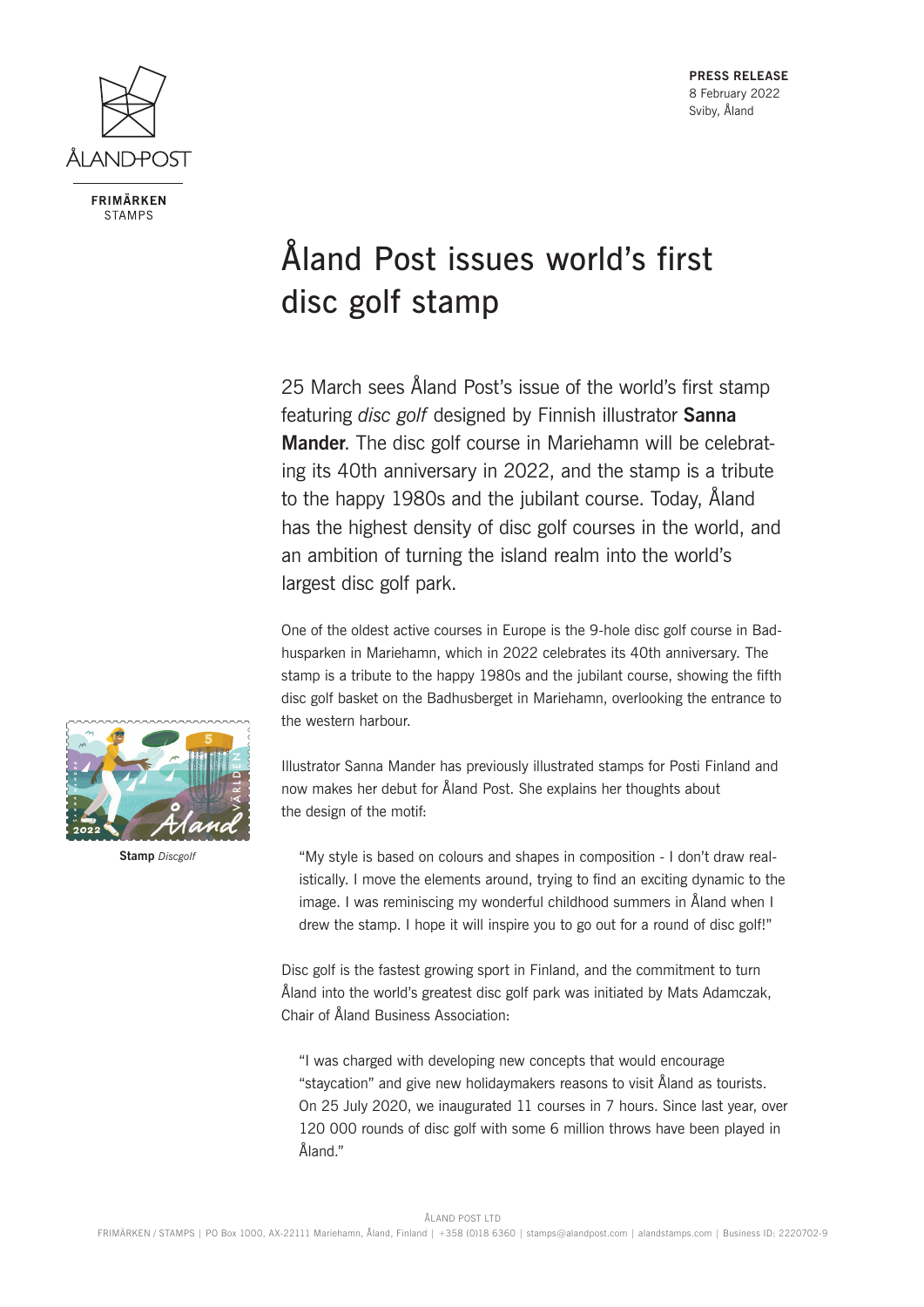ÅLAND POST

FRIMÄRKEN
STAMPS

**PRESS RELEASE**
8 February 2022
Sviby, Åland

# Åland Post issues world's first disc golf stamp

25 March sees Åland Post's issue of the world's first stamp featuring *disc golf* designed by Finnish illustrator **Sanna Mander**. The disc golf course in Mariehamn will be celebrating its 40th anniversary in 2022, and the stamp is a tribute to the happy 1980s and the jubilant course. Today, Åland has the highest density of disc golf courses in the world, and an ambition of turning the island realm into the world's largest disc golf park.

One of the oldest active courses in Europe is the 9-hole disc golf course in Badhusparken in Mariehamn, which in 2022 celebrates its 40th anniversary. The stamp is a tribute to the happy 1980s and the jubilant course, showing the fifth disc golf basket on the Badhusberget in Mariehamn, overlooking the entrance to the western harbour.

**Stamp** *Discgolf*

Illustrator Sanna Mander has previously illustrated stamps for Posti Finland and now makes her debut for Åland Post. She explains her thoughts about the design of the motif:

> "My style is based on colours and shapes in composition - I don't draw realistically. I move the elements around, trying to find an exciting dynamic to the image. I was reminiscing my wonderful childhood summers in Åland when I drew the stamp. I hope it will inspire you to go out for a round of disc golf!"

Disc golf is the fastest growing sport in Finland, and the commitment to turn Åland into the world's greatest disc golf park was initiated by Mats Adamczak, Chair of Åland Business Association:

> "I was charged with developing new concepts that would encourage "staycation" and give new holidaymakers reasons to visit Åland as tourists. On 25 July 2020, we inaugurated 11 courses in 7 hours. Since last year, over 120 000 rounds of disc golf with some 6 million throws have been played in Åland."

ÅLAND POST LTD
FRIMÄRKEN / STAMPS | PO Box 1000, AX-22111 Mariehamn, Åland, Finland | +358 (0)18 6360 | stamps@alandpost.com | alandstamps.com | Business ID: 2220702-9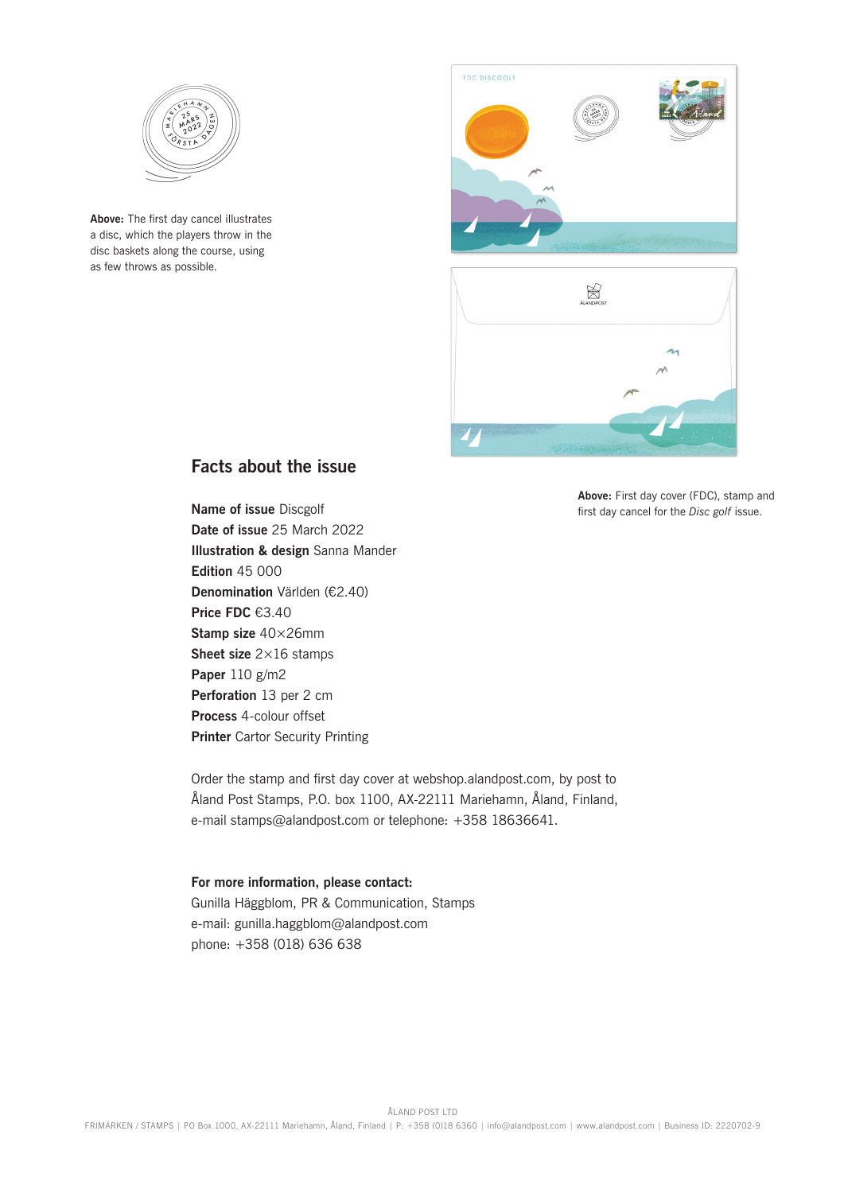**Above:** The first day cancel illustrates a disc, which the players throw in the disc baskets along the course, using as few throws as possible.

**Above:** First day cover (FDC), stamp and first day cancel for the *Disc golf* issue.

## Facts about the issue

**Name of issue** Discgolf  
**Date of issue** 25 March 2022  
**Illustration & design** Sanna Mander  
**Edition** 45 000  
**Denomination** Världen (€2.40)  
**Price FDC** €3.40  
**Stamp size** 40×26mm  
**Sheet size** 2×16 stamps  
**Paper** 110 g/m2  
**Perforation** 13 per 2 cm  
**Process** 4-colour offset  
**Printer** Cartor Security Printing

Order the stamp and first day cover at webshop.alandpost.com, by post to Åland Post Stamps, P.O. box 1100, AX-22111 Mariehamn, Åland, Finland, e-mail stamps@alandpost.com or telephone: +358 18636641.

**For more information, please contact:**  
Gunilla Häggblom, PR & Communication, Stamps  
e-mail: gunilla.haggblom@alandpost.com  
phone: +358 (018) 636 638